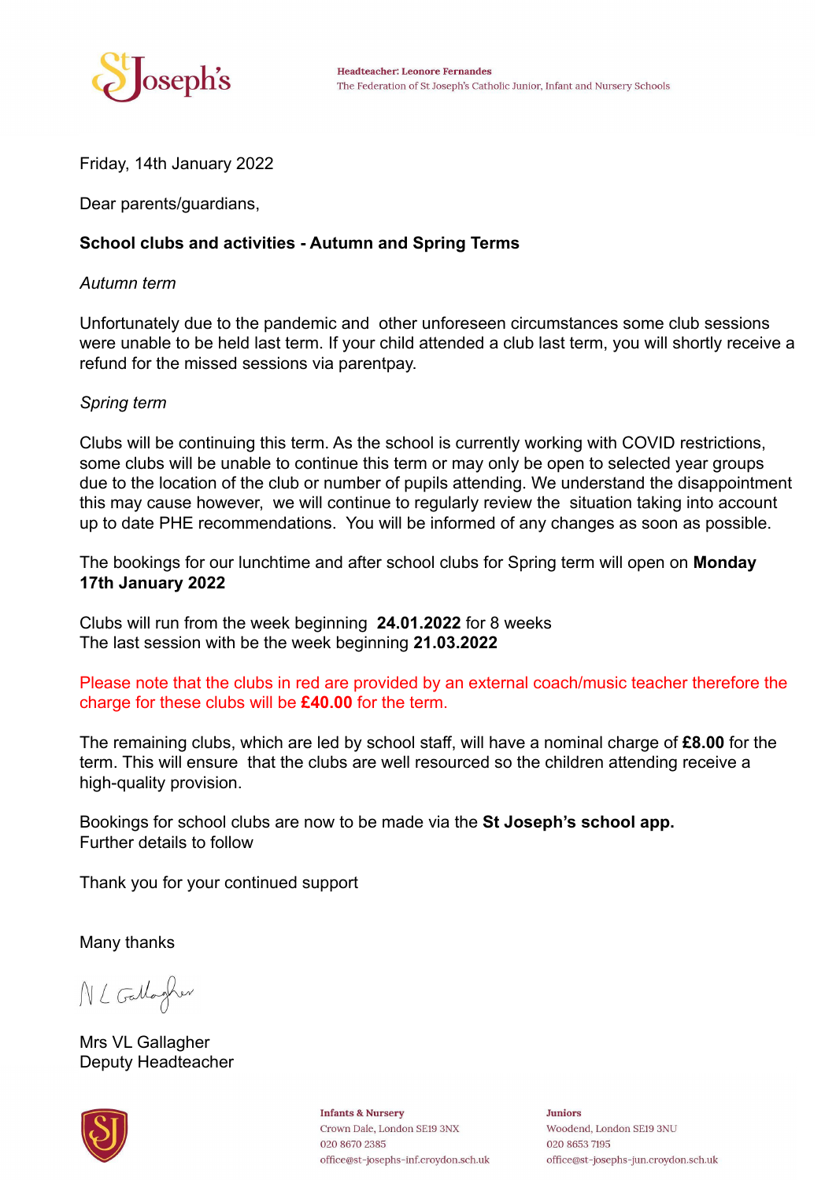Headteacher: Leonore Fernandes
The Federation of St Joseph's Catholic Junior, Infant and Nursery Schools

Friday, 14th January 2022

Dear parents/guardians,

**School clubs and activities - Autumn and Spring Terms**

*Autumn term*

Unfortunately due to the pandemic and other unforeseen circumstances some club sessions were unable to be held last term. If your child attended a club last term, you will shortly receive a refund for the missed sessions via parentpay.

*Spring term*

Clubs will be continuing this term. As the school is currently working with COVID restrictions, some clubs will be unable to continue this term or may only be open to selected year groups due to the location of the club or number of pupils attending. We understand the disappointment this may cause however, we will continue to regularly review the situation taking into account up to date PHE recommendations. You will be informed of any changes as soon as possible.

The bookings for our lunchtime and after school clubs for Spring term will open on **Monday 17th January 2022**

Clubs will run from the week beginning **24.01.2022** for 8 weeks
The last session with be the week beginning **21.03.2022**

Please note that the clubs in red are provided by an external coach/music teacher therefore the charge for these clubs will be **£40.00** for the term.

The remaining clubs, which are led by school staff, will have a nominal charge of **£8.00** for the term. This will ensure that the clubs are well resourced so the children attending receive a high-quality provision.

Bookings for school clubs are now to be made via the **St Joseph's school app.**
Further details to follow

Thank you for your continued support

Many thanks

Mrs VL Gallagher
Deputy Headteacher

**Infants & Nursery**
Crown Dale, London SE19 3NX
020 8670 2385
office@st-josephs-inf.croydon.sch.uk

**Juniors**
Woodend, London SE19 3NU
020 8653 7195
office@st-josephs-jun.croydon.sch.uk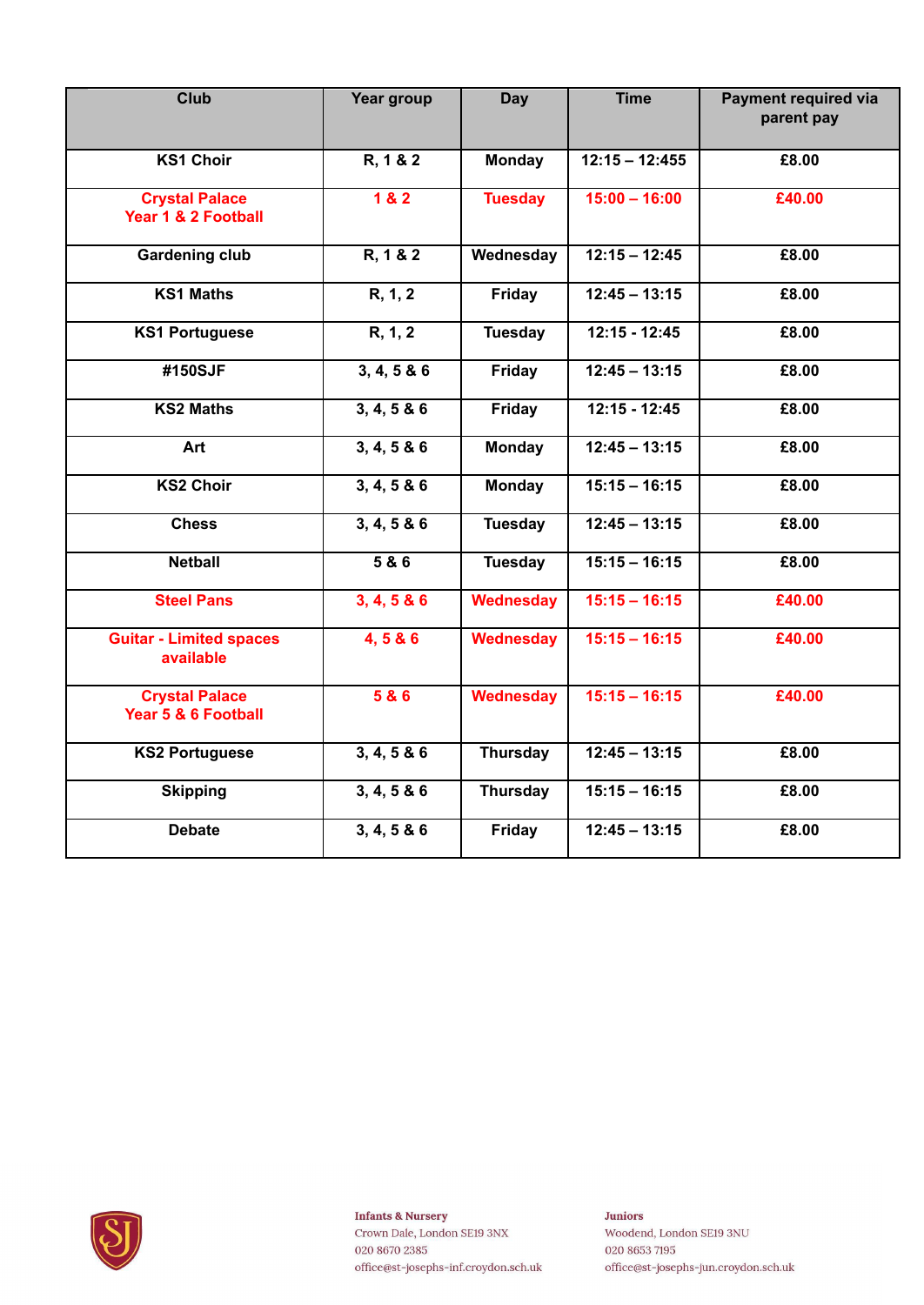| Club | Year group | Day | Time | Payment required via parent pay |
|---|---|---|---|---|
| KS1 Choir | R, 1 & 2 | Monday | 12:15 – 12:455 | £8.00 |
| Crystal Palace Year 1 & 2 Football | 1 & 2 | Tuesday | 15:00 – 16:00 | £40.00 |
| Gardening club | R, 1 & 2 | Wednesday | 12:15 – 12:45 | £8.00 |
| KS1 Maths | R, 1, 2 | Friday | 12:45 – 13:15 | £8.00 |
| KS1 Portuguese | R, 1, 2 | Tuesday | 12:15 - 12:45 | £8.00 |
| #150SJF | 3, 4, 5 & 6 | Friday | 12:45 – 13:15 | £8.00 |
| KS2 Maths | 3, 4, 5 & 6 | Friday | 12:15 - 12:45 | £8.00 |
| Art | 3, 4, 5 & 6 | Monday | 12:45 – 13:15 | £8.00 |
| KS2 Choir | 3, 4, 5 & 6 | Monday | 15:15 – 16:15 | £8.00 |
| Chess | 3, 4, 5 & 6 | Tuesday | 12:45 – 13:15 | £8.00 |
| Netball | 5 & 6 | Tuesday | 15:15 – 16:15 | £8.00 |
| Steel Pans | 3, 4, 5 & 6 | Wednesday | 15:15 – 16:15 | £40.00 |
| Guitar - Limited spaces available | 4, 5 & 6 | Wednesday | 15:15 – 16:15 | £40.00 |
| Crystal Palace Year 5 & 6 Football | 5 & 6 | Wednesday | 15:15 – 16:15 | £40.00 |
| KS2 Portuguese | 3, 4, 5 & 6 | Thursday | 12:45 – 13:15 | £8.00 |
| Skipping | 3, 4, 5 & 6 | Thursday | 15:15 – 16:15 | £8.00 |
| Debate | 3, 4, 5 & 6 | Friday | 12:45 – 13:15 | £8.00 |

**Infants & Nursery**
Crown Dale, London SE19 3NX
020 8670 2385
office@st-josephs-inf.croydon.sch.uk

**Juniors**
Woodend, London SE19 3NU
020 8653 7195
office@st-josephs-jun.croydon.sch.uk